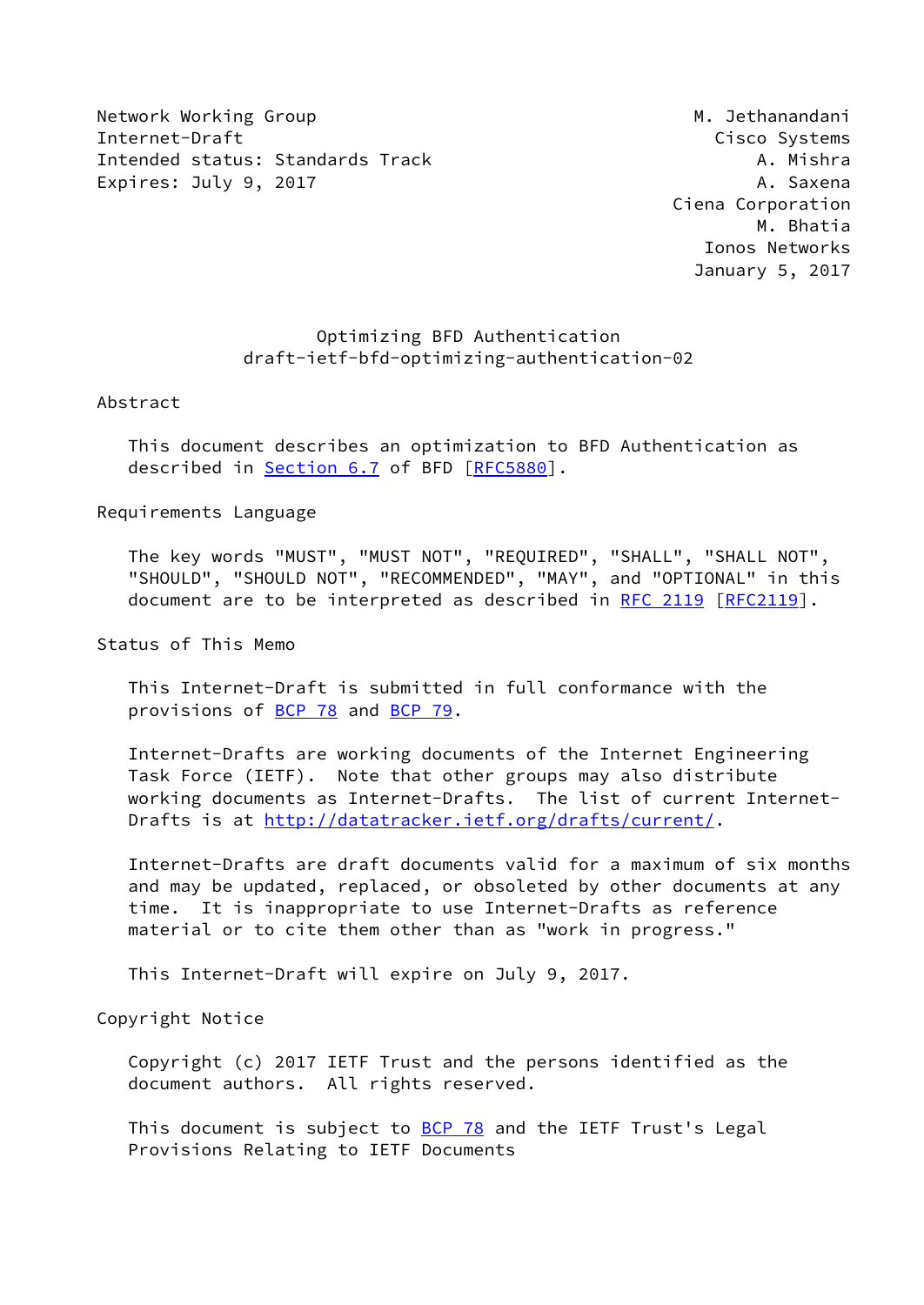Network Working Group M. Jethanandani
Internet-Draft Cisco Systems
Intended status: Standards Track A. Mishra
Expires: July 9, 2017 A. Saxena
Ciena Corporation
M. Bhatia
Ionos Networks
January 5, 2017

# Optimizing BFD Authentication
## draft-ietf-bfd-optimizing-authentication-02

## Abstract

This document describes an optimization to BFD Authentication as described in Section 6.7 of BFD [RFC5880].

## Requirements Language

The key words "MUST", "MUST NOT", "REQUIRED", "SHALL", "SHALL NOT", "SHOULD", "SHOULD NOT", "RECOMMENDED", "MAY", and "OPTIONAL" in this document are to be interpreted as described in RFC 2119 [RFC2119].

## Status of This Memo

This Internet-Draft is submitted in full conformance with the provisions of BCP 78 and BCP 79.

Internet-Drafts are working documents of the Internet Engineering Task Force (IETF). Note that other groups may also distribute working documents as Internet-Drafts. The list of current Internet-Drafts is at http://datatracker.ietf.org/drafts/current/.

Internet-Drafts are draft documents valid for a maximum of six months and may be updated, replaced, or obsoleted by other documents at any time. It is inappropriate to use Internet-Drafts as reference material or to cite them other than as "work in progress."

This Internet-Draft will expire on July 9, 2017.

## Copyright Notice

Copyright (c) 2017 IETF Trust and the persons identified as the document authors. All rights reserved.

This document is subject to BCP 78 and the IETF Trust's Legal Provisions Relating to IETF Documents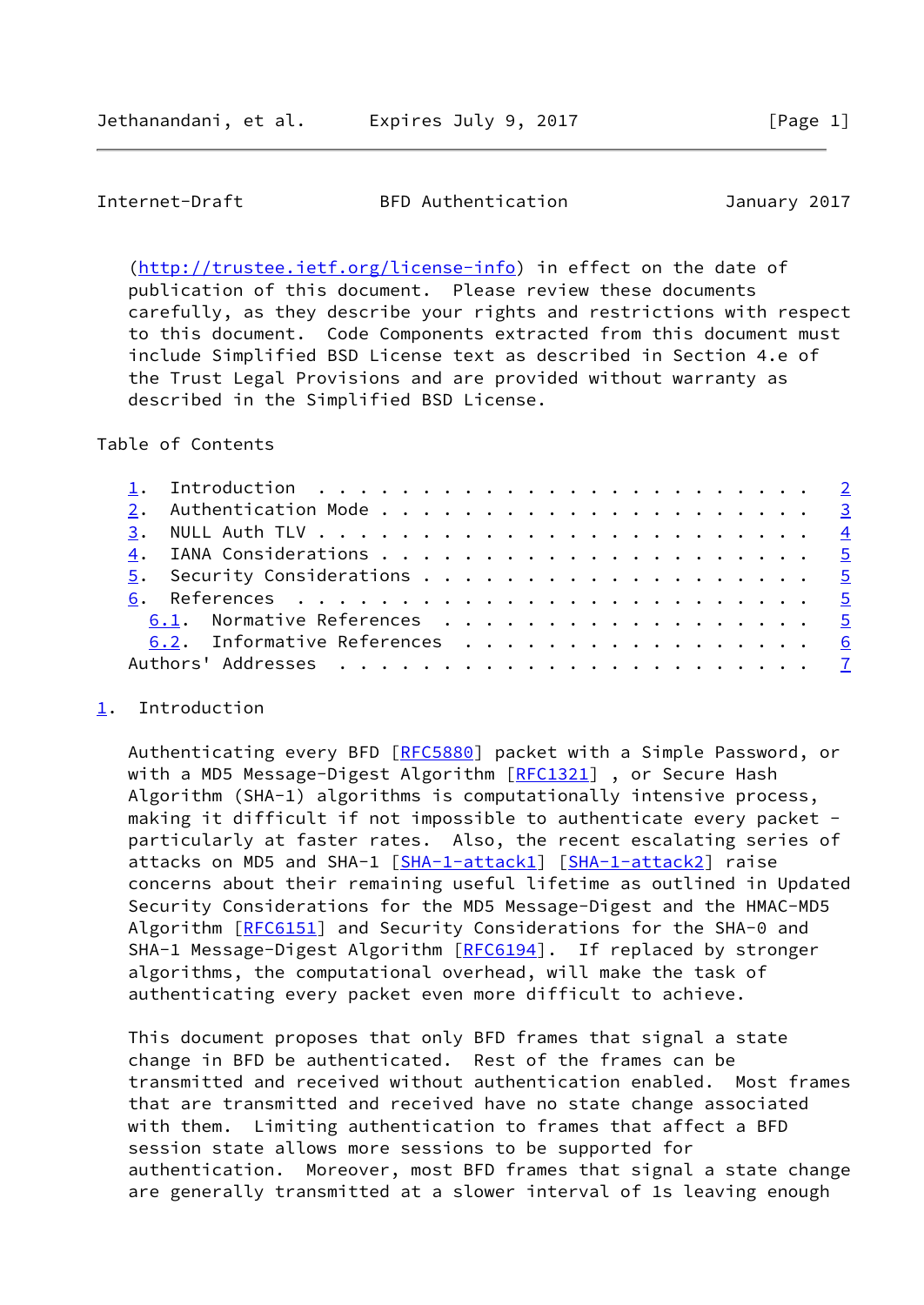(http://trustee.ietf.org/license-info) in effect on the date of publication of this document. Please review these documents carefully, as they describe your rights and restrictions with respect to this document. Code Components extracted from this document must include Simplified BSD License text as described in Section 4.e of the Trust Legal Provisions and are provided without warranty as described in the Simplified BSD License.

Table of Contents

- 1. Introduction . . . . . . . . . . . . . . . . . . . . . . . . 2
- 2. Authentication Mode . . . . . . . . . . . . . . . . . . . . . 3
- 3. NULL Auth TLV . . . . . . . . . . . . . . . . . . . . . . . . 4
- 4. IANA Considerations . . . . . . . . . . . . . . . . . . . . . 5
- 5. Security Considerations . . . . . . . . . . . . . . . . . . . 5
- 6. References . . . . . . . . . . . . . . . . . . . . . . . . . 5
  - 6.1. Normative References . . . . . . . . . . . . . . . . . . 5
  - 6.2. Informative References . . . . . . . . . . . . . . . . . 6
- Authors' Addresses . . . . . . . . . . . . . . . . . . . . . . . 7

## 1. Introduction

Authenticating every BFD [RFC5880] packet with a Simple Password, or with a MD5 Message-Digest Algorithm [RFC1321] , or Secure Hash Algorithm (SHA-1) algorithms is computationally intensive process, making it difficult if not impossible to authenticate every packet - particularly at faster rates. Also, the recent escalating series of attacks on MD5 and SHA-1 [SHA-1-attack1] [SHA-1-attack2] raise concerns about their remaining useful lifetime as outlined in Updated Security Considerations for the MD5 Message-Digest and the HMAC-MD5 Algorithm [RFC6151] and Security Considerations for the SHA-0 and SHA-1 Message-Digest Algorithm [RFC6194]. If replaced by stronger algorithms, the computational overhead, will make the task of authenticating every packet even more difficult to achieve.

This document proposes that only BFD frames that signal a state change in BFD be authenticated. Rest of the frames can be transmitted and received without authentication enabled. Most frames that are transmitted and received have no state change associated with them. Limiting authentication to frames that affect a BFD session state allows more sessions to be supported for authentication. Moreover, most BFD frames that signal a state change are generally transmitted at a slower interval of 1s leaving enough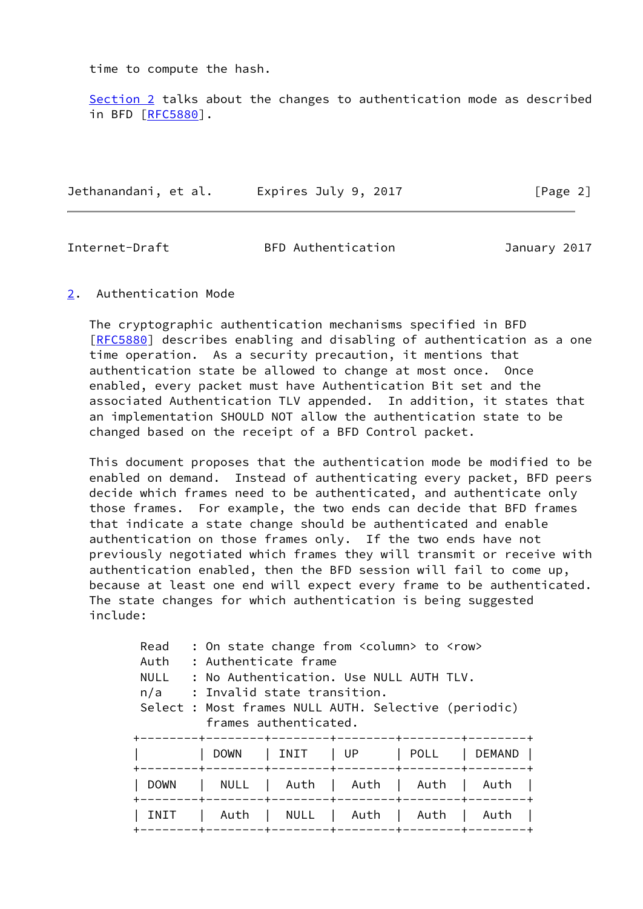time to compute the hash.

Section 2 talks about the changes to authentication mode as described in BFD [RFC5880].

## 2. Authentication Mode

The cryptographic authentication mechanisms specified in BFD [RFC5880] describes enabling and disabling of authentication as a one time operation. As a security precaution, it mentions that authentication state be allowed to change at most once. Once enabled, every packet must have Authentication Bit set and the associated Authentication TLV appended. In addition, it states that an implementation SHOULD NOT allow the authentication state to be changed based on the receipt of a BFD Control packet.

This document proposes that the authentication mode be modified to be enabled on demand. Instead of authenticating every packet, BFD peers decide which frames need to be authenticated, and authenticate only those frames. For example, the two ends can decide that BFD frames that indicate a state change should be authenticated and enable authentication on those frames only. If the two ends have not previously negotiated which frames they will transmit or receive with authentication enabled, then the BFD session will fail to come up, because at least one end will expect every frame to be authenticated. The state changes for which authentication is being suggested include:

```
Read   : On state change from <column> to <row>
Auth   : Authenticate frame
NULL   : No Authentication. Use NULL AUTH TLV.
n/a    : Invalid state transition.
Select : Most frames NULL AUTH. Selective (periodic)
         frames authenticated.
```

| | DOWN | INIT | UP | POLL | DEMAND |
|---|---|---|---|---|---|
| DOWN | NULL | Auth | Auth | Auth | Auth |
| INIT | Auth | NULL | Auth | Auth | Auth |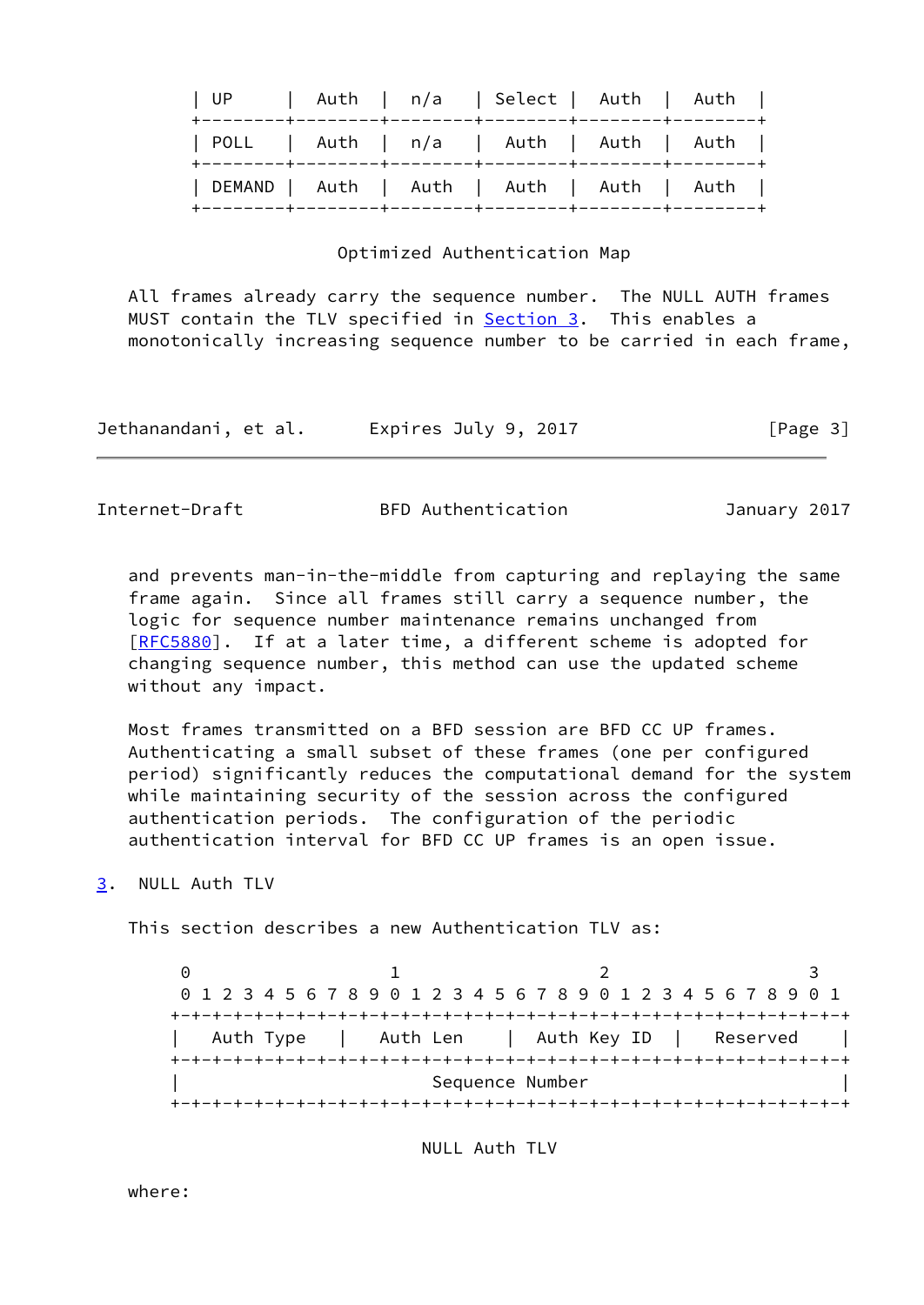| UP | Auth | n/a | Select | Auth | Auth |
|---|---|---|---|---|---|
| POLL | Auth | n/a | Auth | Auth | Auth |
| DEMAND | Auth | Auth | Auth | Auth | Auth |

Optimized Authentication Map

All frames already carry the sequence number. The NULL AUTH frames MUST contain the TLV specified in Section 3. This enables a monotonically increasing sequence number to be carried in each frame, and prevents man-in-the-middle from capturing and replaying the same frame again. Since all frames still carry a sequence number, the logic for sequence number maintenance remains unchanged from [RFC5880]. If at a later time, a different scheme is adopted for changing sequence number, this method can use the updated scheme without any impact.

Most frames transmitted on a BFD session are BFD CC UP frames. Authenticating a small subset of these frames (one per configured period) significantly reduces the computational demand for the system while maintaining security of the session across the configured authentication periods. The configuration of the periodic authentication interval for BFD CC UP frames is an open issue.

## 3. NULL Auth TLV

This section describes a new Authentication TLV as:

```
 0                   1                   2                   3
 0 1 2 3 4 5 6 7 8 9 0 1 2 3 4 5 6 7 8 9 0 1 2 3 4 5 6 7 8 9 0 1
+-+-+-+-+-+-+-+-+-+-+-+-+-+-+-+-+-+-+-+-+-+-+-+-+-+-+-+-+-+-+-+-+
|   Auth Type   |   Auth Len    |  Auth Key ID  |   Reserved    |
+-+-+-+-+-+-+-+-+-+-+-+-+-+-+-+-+-+-+-+-+-+-+-+-+-+-+-+-+-+-+-+-+
|                        Sequence Number                        |
+-+-+-+-+-+-+-+-+-+-+-+-+-+-+-+-+-+-+-+-+-+-+-+-+-+-+-+-+-+-+-+-+
```

NULL Auth TLV

where: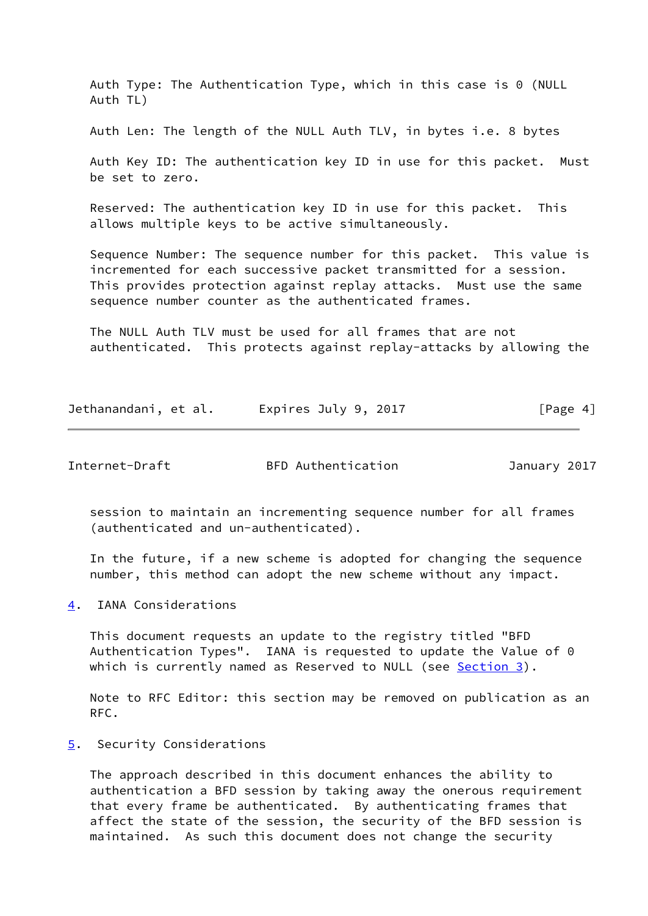Auth Type: The Authentication Type, which in this case is 0 (NULL Auth TL)

Auth Len: The length of the NULL Auth TLV, in bytes i.e. 8 bytes

Auth Key ID: The authentication key ID in use for this packet. Must be set to zero.

Reserved: The authentication key ID in use for this packet. This allows multiple keys to be active simultaneously.

Sequence Number: The sequence number for this packet. This value is incremented for each successive packet transmitted for a session. This provides protection against replay attacks. Must use the same sequence number counter as the authenticated frames.

The NULL Auth TLV must be used for all frames that are not authenticated. This protects against replay-attacks by allowing the session to maintain an incrementing sequence number for all frames (authenticated and un-authenticated).

In the future, if a new scheme is adopted for changing the sequence number, this method can adopt the new scheme without any impact.

## 4. IANA Considerations

This document requests an update to the registry titled "BFD Authentication Types". IANA is requested to update the Value of 0 which is currently named as Reserved to NULL (see Section 3).

Note to RFC Editor: this section may be removed on publication as an RFC.

## 5. Security Considerations

The approach described in this document enhances the ability to authentication a BFD session by taking away the onerous requirement that every frame be authenticated. By authenticating frames that affect the state of the session, the security of the BFD session is maintained. As such this document does not change the security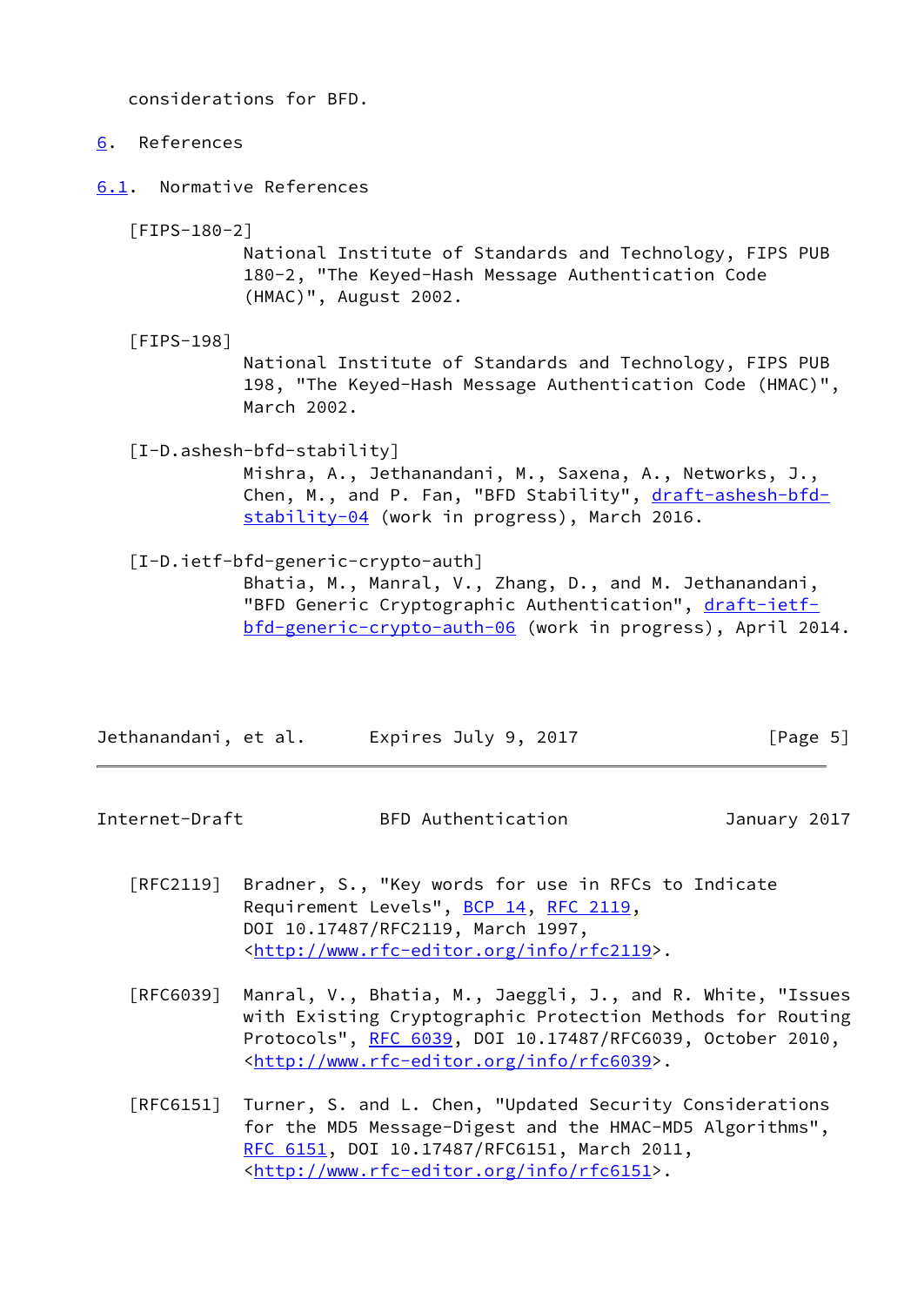considerations for BFD.

# 6. References

## 6.1. Normative References

[FIPS-180-2]
National Institute of Standards and Technology, FIPS PUB 180-2, "The Keyed-Hash Message Authentication Code (HMAC)", August 2002.

[FIPS-198]
National Institute of Standards and Technology, FIPS PUB 198, "The Keyed-Hash Message Authentication Code (HMAC)", March 2002.

[I-D.ashesh-bfd-stability]
Mishra, A., Jethanandani, M., Saxena, A., Networks, J., Chen, M., and P. Fan, "BFD Stability", draft-ashesh-bfd-stability-04 (work in progress), March 2016.

[I-D.ietf-bfd-generic-crypto-auth]
Bhatia, M., Manral, V., Zhang, D., and M. Jethanandani, "BFD Generic Cryptographic Authentication", draft-ietf-bfd-generic-crypto-auth-06 (work in progress), April 2014.

[RFC2119] Bradner, S., "Key words for use in RFCs to Indicate Requirement Levels", BCP 14, RFC 2119, DOI 10.17487/RFC2119, March 1997, <http://www.rfc-editor.org/info/rfc2119>.

[RFC6039] Manral, V., Bhatia, M., Jaeggli, J., and R. White, "Issues with Existing Cryptographic Protection Methods for Routing Protocols", RFC 6039, DOI 10.17487/RFC6039, October 2010, <http://www.rfc-editor.org/info/rfc6039>.

[RFC6151] Turner, S. and L. Chen, "Updated Security Considerations for the MD5 Message-Digest and the HMAC-MD5 Algorithms", RFC 6151, DOI 10.17487/RFC6151, March 2011, <http://www.rfc-editor.org/info/rfc6151>.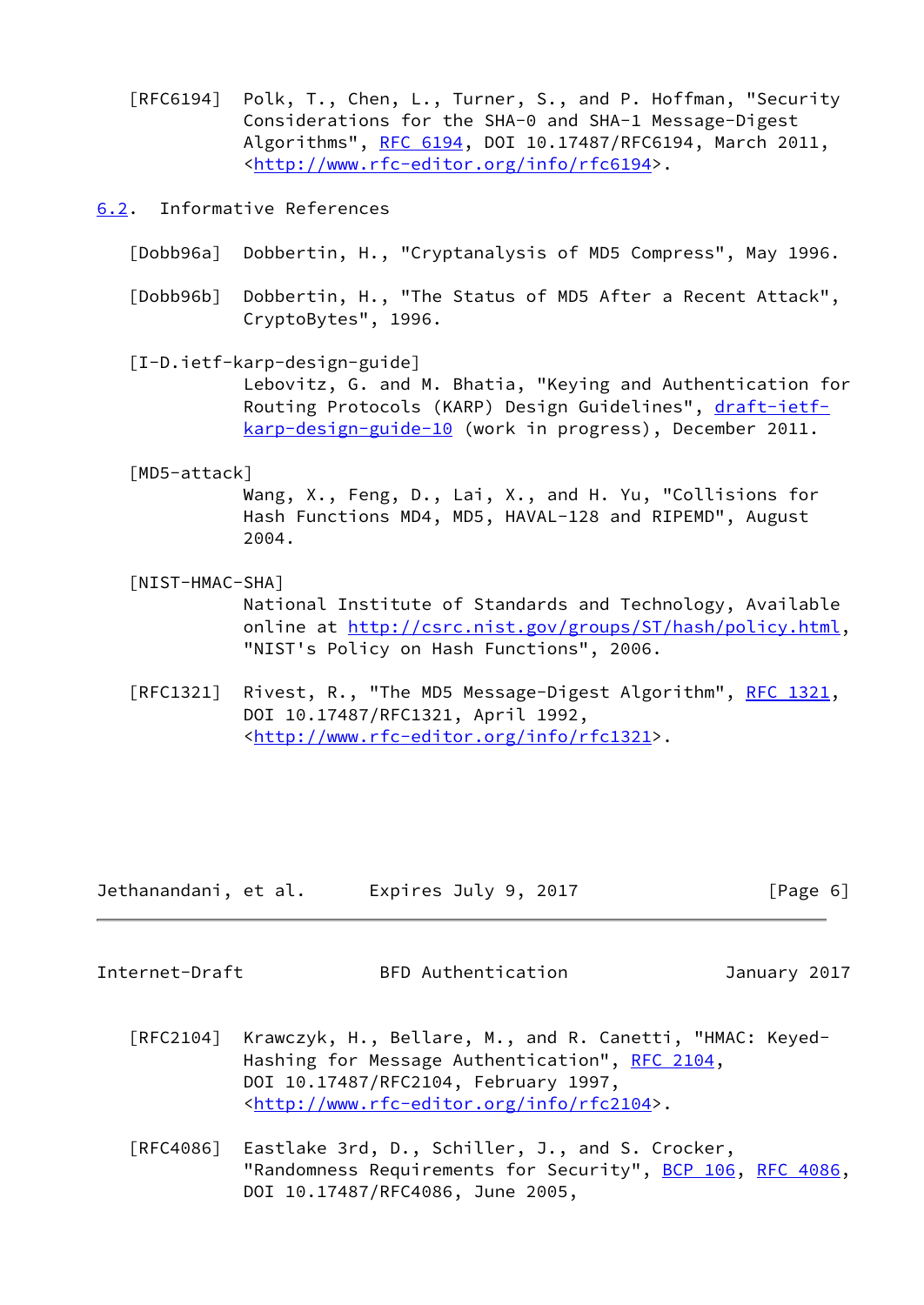[RFC6194] Polk, T., Chen, L., Turner, S., and P. Hoffman, "Security Considerations for the SHA-0 and SHA-1 Message-Digest Algorithms", RFC 6194, DOI 10.17487/RFC6194, March 2011, <http://www.rfc-editor.org/info/rfc6194>.

## 6.2. Informative References

[Dobb96a] Dobbertin, H., "Cryptanalysis of MD5 Compress", May 1996.

[Dobb96b] Dobbertin, H., "The Status of MD5 After a Recent Attack", CryptoBytes", 1996.

[I-D.ietf-karp-design-guide] Lebovitz, G. and M. Bhatia, "Keying and Authentication for Routing Protocols (KARP) Design Guidelines", draft-ietf-karp-design-guide-10 (work in progress), December 2011.

[MD5-attack] Wang, X., Feng, D., Lai, X., and H. Yu, "Collisions for Hash Functions MD4, MD5, HAVAL-128 and RIPEMD", August 2004.

[NIST-HMAC-SHA] National Institute of Standards and Technology, Available online at http://csrc.nist.gov/groups/ST/hash/policy.html, "NIST's Policy on Hash Functions", 2006.

[RFC1321] Rivest, R., "The MD5 Message-Digest Algorithm", RFC 1321, DOI 10.17487/RFC1321, April 1992, <http://www.rfc-editor.org/info/rfc1321>.

[RFC2104] Krawczyk, H., Bellare, M., and R. Canetti, "HMAC: Keyed-Hashing for Message Authentication", RFC 2104, DOI 10.17487/RFC2104, February 1997, <http://www.rfc-editor.org/info/rfc2104>.

[RFC4086] Eastlake 3rd, D., Schiller, J., and S. Crocker, "Randomness Requirements for Security", BCP 106, RFC 4086, DOI 10.17487/RFC4086, June 2005,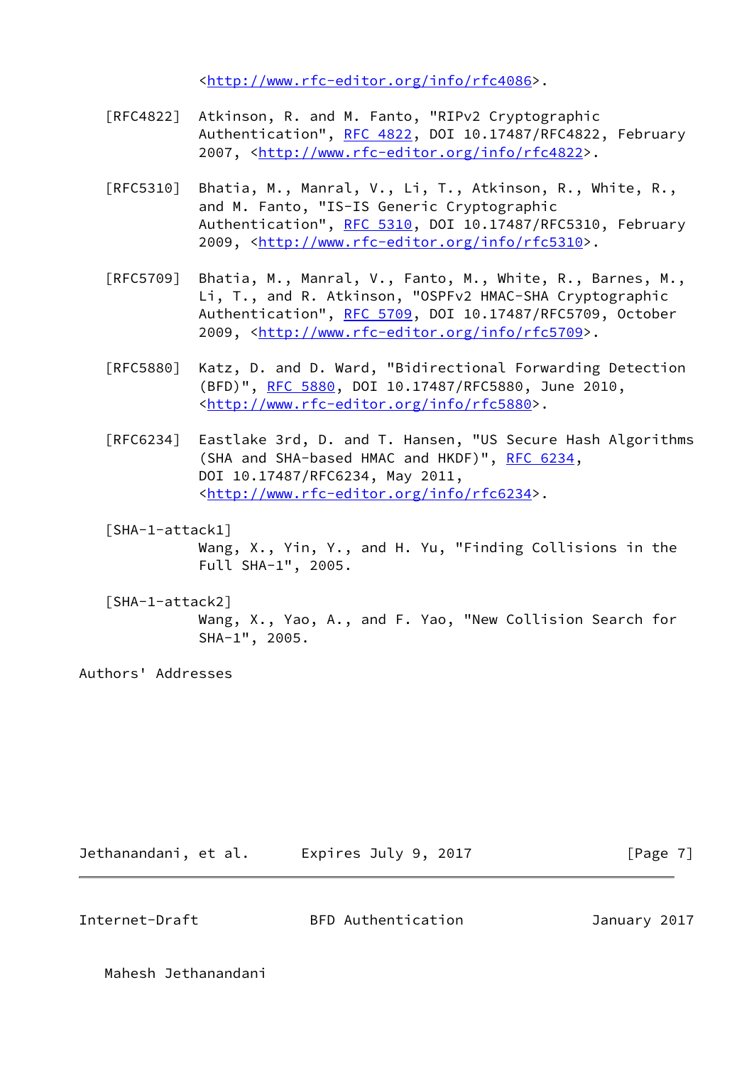<http://www.rfc-editor.org/info/rfc4086>.

[RFC4822] Atkinson, R. and M. Fanto, "RIPv2 Cryptographic Authentication", RFC 4822, DOI 10.17487/RFC4822, February 2007, <http://www.rfc-editor.org/info/rfc4822>.

[RFC5310] Bhatia, M., Manral, V., Li, T., Atkinson, R., White, R., and M. Fanto, "IS-IS Generic Cryptographic Authentication", RFC 5310, DOI 10.17487/RFC5310, February 2009, <http://www.rfc-editor.org/info/rfc5310>.

[RFC5709] Bhatia, M., Manral, V., Fanto, M., White, R., Barnes, M., Li, T., and R. Atkinson, "OSPFv2 HMAC-SHA Cryptographic Authentication", RFC 5709, DOI 10.17487/RFC5709, October 2009, <http://www.rfc-editor.org/info/rfc5709>.

[RFC5880] Katz, D. and D. Ward, "Bidirectional Forwarding Detection (BFD)", RFC 5880, DOI 10.17487/RFC5880, June 2010, <http://www.rfc-editor.org/info/rfc5880>.

[RFC6234] Eastlake 3rd, D. and T. Hansen, "US Secure Hash Algorithms (SHA and SHA-based HMAC and HKDF)", RFC 6234, DOI 10.17487/RFC6234, May 2011, <http://www.rfc-editor.org/info/rfc6234>.

[SHA-1-attack1]
Wang, X., Yin, Y., and H. Yu, "Finding Collisions in the Full SHA-1", 2005.

[SHA-1-attack2]
Wang, X., Yao, A., and F. Yao, "New Collision Search for SHA-1", 2005.

## Authors' Addresses

Mahesh Jethanandani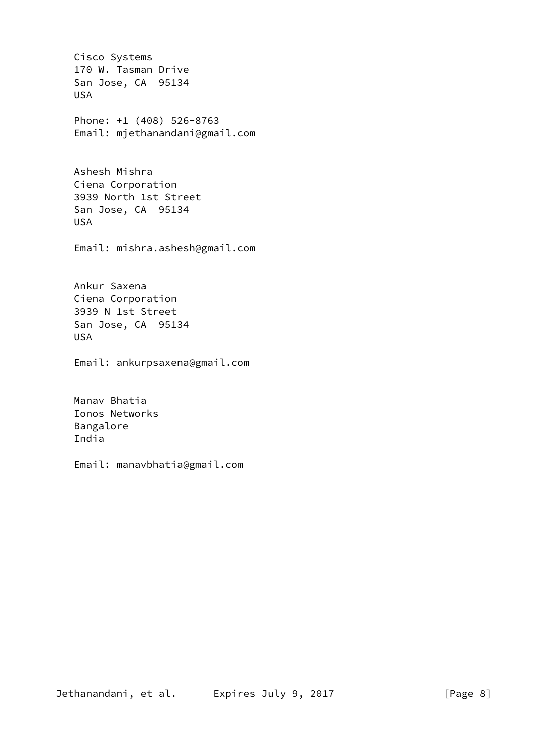Cisco Systems
170 W. Tasman Drive
San Jose, CA  95134
USA

Phone: +1 (408) 526-8763
Email: mjethanandani@gmail.com

Ashesh Mishra
Ciena Corporation
3939 North 1st Street
San Jose, CA  95134
USA

Email: mishra.ashesh@gmail.com

Ankur Saxena
Ciena Corporation
3939 N 1st Street
San Jose, CA  95134
USA

Email: ankurpsaxena@gmail.com

Manav Bhatia
Ionos Networks
Bangalore
India

Email: manavbhatia@gmail.com